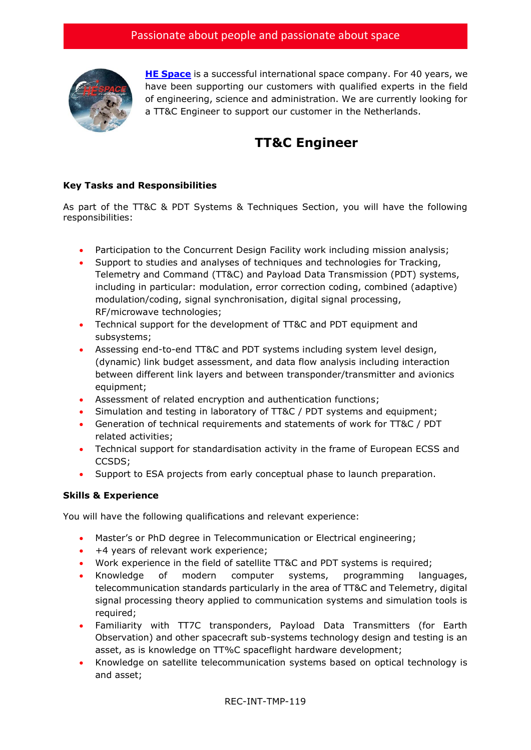Passionate about people and passionate about space

**HE Space** is a successful international space company. For 40 years, we have been supporting our customers with qualified experts in the field of engineering, science and administration. We are currently looking for a TT&C Engineer to support our customer in the Netherlands.

# TT&C Engineer

**Key Tasks and Responsibilities**

As part of the TT&C & PDT Systems & Techniques Section, you will have the following responsibilities:

- Participation to the Concurrent Design Facility work including mission analysis;
- Support to studies and analyses of techniques and technologies for Tracking, Telemetry and Command (TT&C) and Payload Data Transmission (PDT) systems, including in particular: modulation, error correction coding, combined (adaptive) modulation/coding, signal synchronisation, digital signal processing, RF/microwave technologies;
- Technical support for the development of TT&C and PDT equipment and subsystems;
- Assessing end-to-end TT&C and PDT systems including system level design, (dynamic) link budget assessment, and data flow analysis including interaction between different link layers and between transponder/transmitter and avionics equipment;
- Assessment of related encryption and authentication functions;
- Simulation and testing in laboratory of TT&C / PDT systems and equipment;
- Generation of technical requirements and statements of work for TT&C / PDT related activities;
- Technical support for standardisation activity in the frame of European ECSS and CCSDS;
- Support to ESA projects from early conceptual phase to launch preparation.

**Skills & Experience**

You will have the following qualifications and relevant experience:

- Master's or PhD degree in Telecommunication or Electrical engineering;
- +4 years of relevant work experience;
- Work experience in the field of satellite TT&C and PDT systems is required;
- Knowledge of modern computer systems, programming languages, telecommunication standards particularly in the area of TT&C and Telemetry, digital signal processing theory applied to communication systems and simulation tools is required;
- Familiarity with TT7C transponders, Payload Data Transmitters (for Earth Observation) and other spacecraft sub-systems technology design and testing is an asset, as is knowledge on TT%C spaceflight hardware development;
- Knowledge on satellite telecommunication systems based on optical technology is and asset;

REC-INT-TMP-119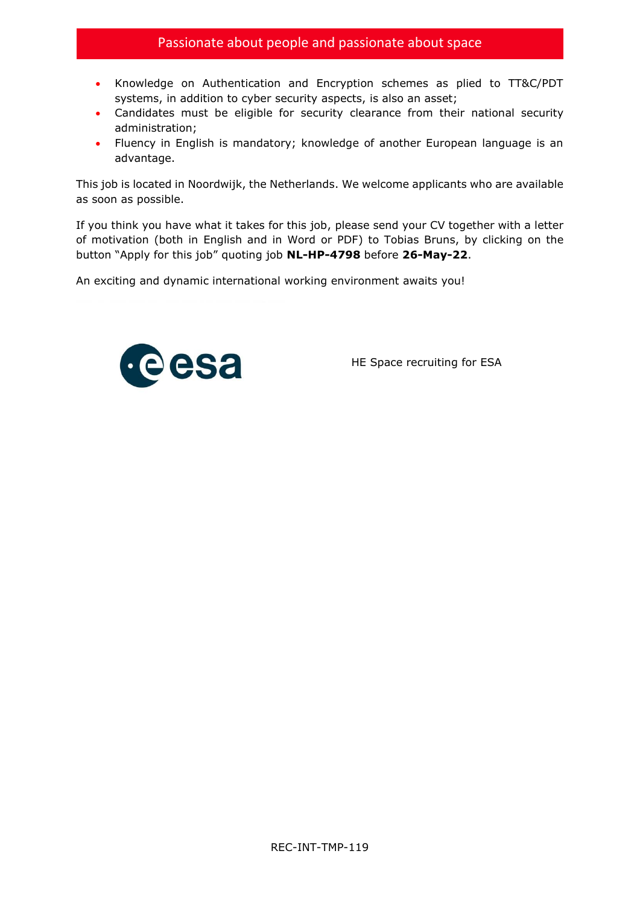- Knowledge on Authentication and Encryption schemes as plied to TT&C/PDT systems, in addition to cyber security aspects, is also an asset;
- Candidates must be eligible for security clearance from their national security administration;
- Fluency in English is mandatory; knowledge of another European language is an advantage.

This job is located in Noordwijk, the Netherlands. We welcome applicants who are available as soon as possible.

If you think you have what it takes for this job, please send your CV together with a letter of motivation (both in English and in Word or PDF) to Tobias Bruns, by clicking on the button "Apply for this job" quoting job **NL-HP-4798** before **26-May-22**.

An exciting and dynamic international working environment awaits you!

esa

HE Space recruiting for ESA

REC-INT-TMP-119